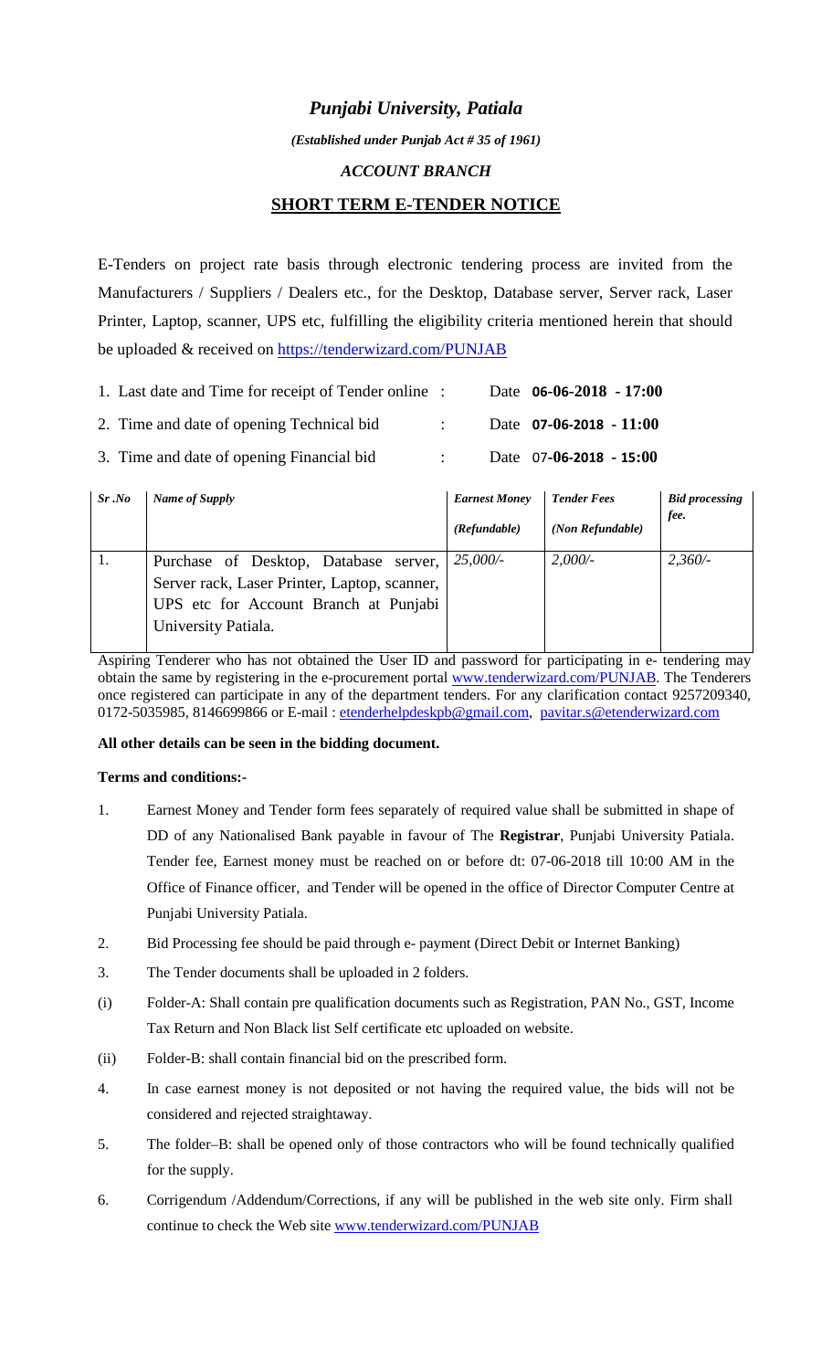# *Punjabi University, Patiala*

*(Established under Punjab Act # 35 of 1961)*

## *ACCOUNT BRANCH*

## SHORT TERM E-TENDER NOTICE

E-Tenders on project rate basis through electronic tendering process are invited from the Manufacturers / Suppliers / Dealers etc., for the Desktop, Database server, Server rack, Laser Printer, Laptop, scanner, UPS etc, fulfilling the eligibility criteria mentioned herein that should be uploaded & received on https://tenderwizard.com/PUNJAB

1. Last date and Time for receipt of Tender online : Date **06-06-2018 - 17:00**
2. Time and date of opening Technical bid : Date **07-06-2018 - 11:00**
3. Time and date of opening Financial bid : Date 07**-06-2018 - 15:00**

| *Sr .No* | *Name of Supply* | *Earnest Money (Refundable)* | *Tender Fees (Non Refundable)* | *Bid processing fee.* |
|---|---|---|---|---|
| 1. | Purchase of Desktop, Database server, Server rack, Laser Printer, Laptop, scanner, UPS etc for Account Branch at Punjabi University Patiala. | *25,000/-* | *2,000/-* | *2,360/-* |

Aspiring Tenderer who has not obtained the User ID and password for participating in e- tendering may obtain the same by registering in the e-procurement portal www.tenderwizard.com/PUNJAB. The Tenderers once registered can participate in any of the department tenders. For any clarification contact 9257209340, 0172-5035985, 8146699866 or E-mail : etenderhelpdeskpb@gmail.com, pavitar.s@etenderwizard.com

**All other details can be seen in the bidding document.**

**Terms and conditions:-**

1. Earnest Money and Tender form fees separately of required value shall be submitted in shape of DD of any Nationalised Bank payable in favour of The **Registrar**, Punjabi University Patiala. Tender fee, Earnest money must be reached on or before dt: 07-06-2018 till 10:00 AM in the Office of Finance officer, and Tender will be opened in the office of Director Computer Centre at Punjabi University Patiala.
2. Bid Processing fee should be paid through e- payment (Direct Debit or Internet Banking)
3. The Tender documents shall be uploaded in 2 folders.

(i) Folder-A: Shall contain pre qualification documents such as Registration, PAN No., GST, Income Tax Return and Non Black list Self certificate etc uploaded on website.

(ii) Folder-B: shall contain financial bid on the prescribed form.

4. In case earnest money is not deposited or not having the required value, the bids will not be considered and rejected straightaway.
5. The folder–B: shall be opened only of those contractors who will be found technically qualified for the supply.
6. Corrigendum /Addendum/Corrections, if any will be published in the web site only. Firm shall continue to check the Web site www.tenderwizard.com/PUNJAB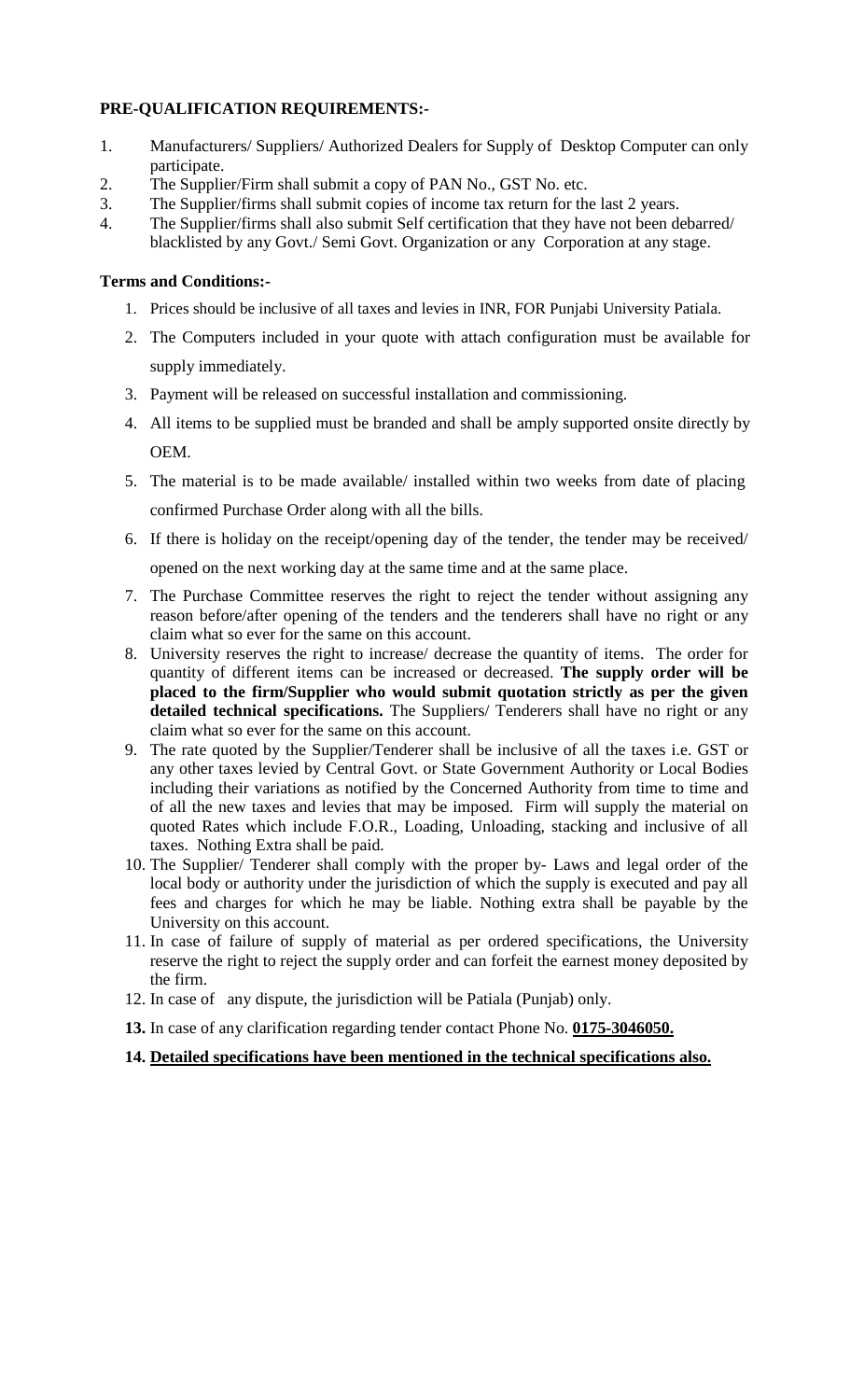**PRE-QUALIFICATION REQUIREMENTS:-**

1. Manufacturers/ Suppliers/ Authorized Dealers for Supply of Desktop Computer can only participate.
2. The Supplier/Firm shall submit a copy of PAN No., GST No. etc.
3. The Supplier/firms shall submit copies of income tax return for the last 2 years.
4. The Supplier/firms shall also submit Self certification that they have not been debarred/ blacklisted by any Govt./ Semi Govt. Organization or any Corporation at any stage.

**Terms and Conditions:-**

1. Prices should be inclusive of all taxes and levies in INR, FOR Punjabi University Patiala.
2. The Computers included in your quote with attach configuration must be available for supply immediately.
3. Payment will be released on successful installation and commissioning.
4. All items to be supplied must be branded and shall be amply supported onsite directly by OEM.
5. The material is to be made available/ installed within two weeks from date of placing confirmed Purchase Order along with all the bills.
6. If there is holiday on the receipt/opening day of the tender, the tender may be received/ opened on the next working day at the same time and at the same place.
7. The Purchase Committee reserves the right to reject the tender without assigning any reason before/after opening of the tenders and the tenderers shall have no right or any claim what so ever for the same on this account.
8. University reserves the right to increase/ decrease the quantity of items. The order for quantity of different items can be increased or decreased. **The supply order will be placed to the firm/Supplier who would submit quotation strictly as per the given detailed technical specifications.** The Suppliers/ Tenderers shall have no right or any claim what so ever for the same on this account.
9. The rate quoted by the Supplier/Tenderer shall be inclusive of all the taxes i.e. GST or any other taxes levied by Central Govt. or State Government Authority or Local Bodies including their variations as notified by the Concerned Authority from time to time and of all the new taxes and levies that may be imposed. Firm will supply the material on quoted Rates which include F.O.R., Loading, Unloading, stacking and inclusive of all taxes. Nothing Extra shall be paid.
10. The Supplier/ Tenderer shall comply with the proper by- Laws and legal order of the local body or authority under the jurisdiction of which the supply is executed and pay all fees and charges for which he may be liable. Nothing extra shall be payable by the University on this account.
11. In case of failure of supply of material as per ordered specifications, the University reserve the right to reject the supply order and can forfeit the earnest money deposited by the firm.
12. In case of any dispute, the jurisdiction will be Patiala (Punjab) only.
13. In case of any clarification regarding tender contact Phone No. **<u>0175-3046050.</u>**
14. **<u>Detailed specifications have been mentioned in the technical specifications also.</u>**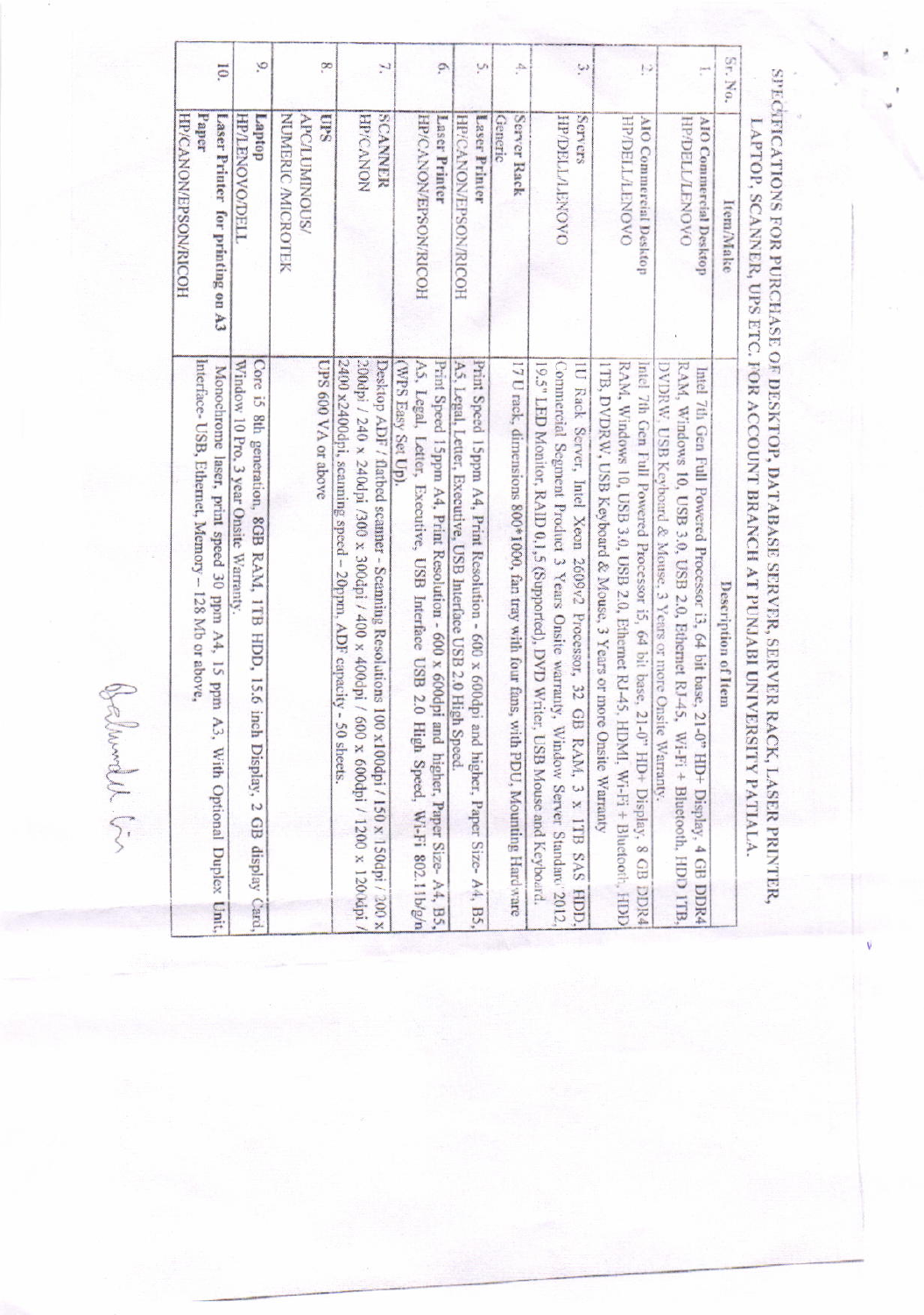# SPECIFICATIONS FOR PURCHASE OF DESKTOP, DATABASE SERVER, SERVER RACK, LASER PRINTER, LAPTOP, SCANNER, UPS ETC. FOR ACCOUNT BRANCH AT PUNJABI UNIVERSITY PATIALA.

| Sr. No. | Item/Make | Description of Item |
|---|---|---|
| 1. | **AIO Commercial Desktop** HP/DELL/LENOVO | Intel 7th Gen Full Powered Processor i3, 64 bit base, 21-0" HD+ Display, 4 GB DDR4 RAM, Windows 10, USB 3.0, USB 2.0, Ethernet RJ-45, Wi-Fi + Bluetooth, HDD 1TB, DVDRW, USB Keyboard & Mouse, 3 Years or more Onsite Warranty. |
| 2. | **AIO Commercial Desktop** HP/DELL/LENOVO | Intel 7th Gen Full Powered Processor i5, 64 bit base, 21-0" HD+ Display, 8 GB DDR4 RAM, Windows 10, USB 3.0, USB 2.0, Ethernet RJ-45, HDMI, Wi-Fi + Bluetooth, HDD 1TB, DVDRW, USB Keyboard & Mouse, 3 Years or more Onsite Warranty |
| 3. | **Servers** HP/DELL/LENOVO | 1U Rack Server, Intel Xeon 2609v2 Processor, 32 GB RAM, 3 x 1TB SAS HDD, Commercial Segment Product 3 Years Onsite warranty, Window Server Standard 2012, 19.5" LED Monitor, RAID 0,1,5 (Supported), DVD Writer, USB Mouse and Keyboard. |
| 4. | **Server Rack** Generic | 17U rack, dimensions 800*1000, fan tray with four fans, with PDU, Mounting Hardware |
| 5. | **Laser Printer** HP/CANON/EPSON/RICOH | Print Speed 15ppm A4, Print Resolution - 600 x 600dpi and higher, Paper Size- A4, B5, A5, Legal, Letter, Executive, USB Interface USB 2.0 High Speed. |
| 6. | **Laser Printer** HP/CANON/EPSON/RICOH | Print Speed 15ppm A4, Print Resolution - 600 x 600dpi and higher, Paper Size- A4, B5, A5, Legal, Letter, Executive, USB Interface USB 2.0 High Speed, Wi-Fi 802.11b/g/n (WPS Easy Set Up). |
| 7. | **SCANNER** HP/CANON | Desktop ADF / flatbed scanner - Scanning Resolutions 100 x100dpi / 150 x 150dpi / 200 x 200dpi / 240 x 240dpi /300 x 300dpi / 400 x 400dpi / 600 x 600dpi / 1200 x 1200dpi / 2400 x2400dpi, scanning speed – 20ppm, ADF capacity - 50 sheets. |
| 8. | **UPS** APC/LUMINOUS/ NUMERIC /MICROTEK | UPS 600 VA or above |
| 9. | **Laptop** HP/LENOVO/DELL | Core i5 8th generation, 8GB RAM, 1TB HDD, 15.6 inch Display, 2 GB display Card, Window 10 Pro, 3 year Onsite Warranty. |
| 10. | **Laser Printer for printing on A3 Paper** HP/CANON/EPSON/RICOH | Monochrome laser, print speed 30 ppm A4, 15 ppm A3, With Optional Duplex Unit, Interface- USB, Ethernet, Memory – 128 Mb or above, |